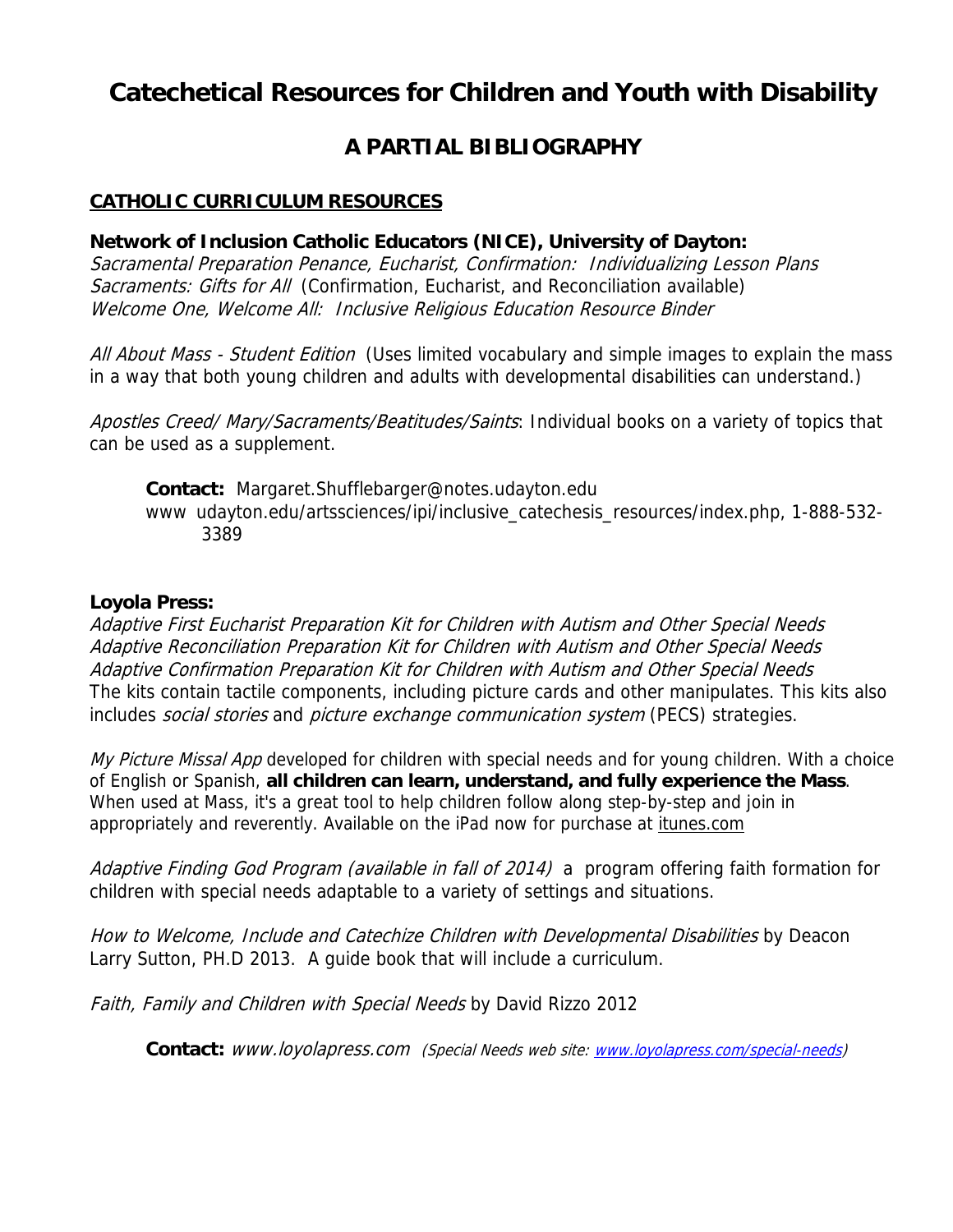# Catechetical Resources for Children and Youth with Disability

## A PARTIAL BIBLIOGRAPHY

### CATHOLIC CURRICULUM RESOURCES

**Network of Inclusion Catholic Educators (NICE), University of Dayton:**
*Sacramental Preparation Penance, Eucharist, Confirmation: Individualizing Lesson Plans*
*Sacraments: Gifts for All* (Confirmation, Eucharist, and Reconciliation available)
*Welcome One, Welcome All: Inclusive Religious Education Resource Binder*

*All About Mass - Student Edition* (Uses limited vocabulary and simple images to explain the mass in a way that both young children and adults with developmental disabilities can understand.)

*Apostles Creed/ Mary/Sacraments/Beatitudes/Saints*: Individual books on a variety of topics that can be used as a supplement.

> **Contact:** Margaret.Shufflebarger@notes.udayton.edu
> www udayton.edu/artssciences/ipi/inclusive_catechesis_resources/index.php, 1-888-532-3389

**Loyola Press:**
*Adaptive First Eucharist Preparation Kit for Children with Autism and Other Special Needs*
*Adaptive Reconciliation Preparation Kit for Children with Autism and Other Special Needs*
*Adaptive Confirmation Preparation Kit for Children with Autism and Other Special Needs*
The kits contain tactile components, including picture cards and other manipulates. This kits also includes *social stories* and *picture exchange communication system* (PECS) strategies.

*My Picture Missal App* developed for children with special needs and for young children. With a choice of English or Spanish, **all children can learn, understand, and fully experience the Mass**. When used at Mass, it's a great tool to help children follow along step-by-step and join in appropriately and reverently. Available on the iPad now for purchase at itunes.com

*Adaptive Finding God Program (available in fall of 2014)* a program offering faith formation for children with special needs adaptable to a variety of settings and situations.

*How to Welcome, Include and Catechize Children with Developmental Disabilities* by Deacon Larry Sutton, PH.D 2013. A guide book that will include a curriculum.

*Faith, Family and Children with Special Needs* by David Rizzo 2012

> **Contact:** *www.loyolapress.com* (Special Needs web site: www.loyolapress.com/special-needs)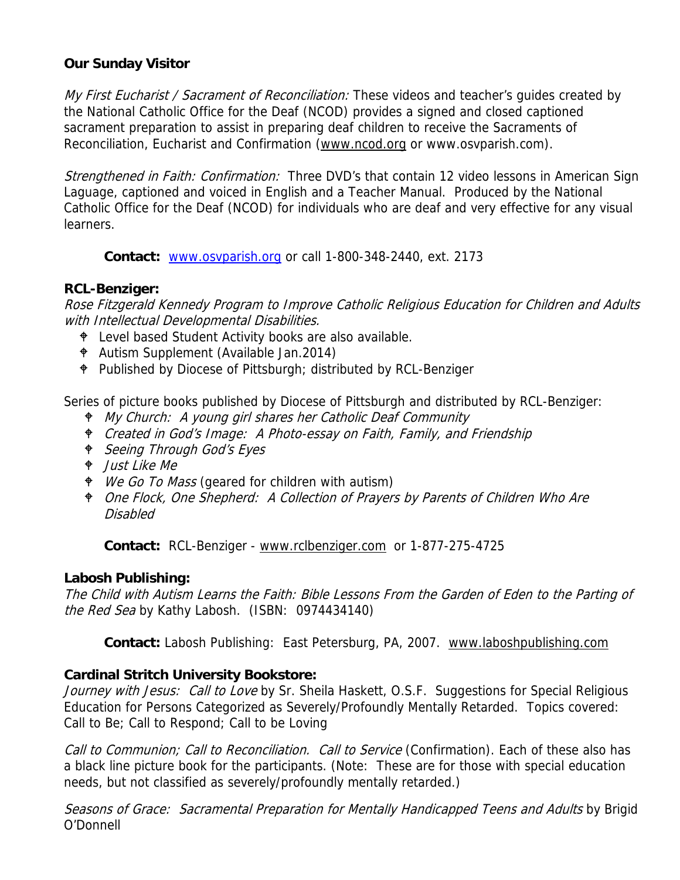**Our Sunday Visitor**

*My First Eucharist / Sacrament of Reconciliation:* These videos and teacher's guides created by the National Catholic Office for the Deaf (NCOD) provides a signed and closed captioned sacrament preparation to assist in preparing deaf children to receive the Sacraments of Reconciliation, Eucharist and Confirmation (www.ncod.org or www.osvparish.com).

*Strengthened in Faith: Confirmation:* Three DVD's that contain 12 video lessons in American Sign Laguage, captioned and voiced in English and a Teacher Manual. Produced by the National Catholic Office for the Deaf (NCOD) for individuals who are deaf and very effective for any visual learners.

**Contact:** www.osvparish.org or call 1-800-348-2440, ext. 2173

**RCL-Benziger:**

*Rose Fitzgerald Kennedy Program to Improve Catholic Religious Education for Children and Adults with Intellectual Developmental Disabilities.*

- Level based Student Activity books are also available.
- Autism Supplement (Available Jan.2014)
- Published by Diocese of Pittsburgh; distributed by RCL-Benziger

Series of picture books published by Diocese of Pittsburgh and distributed by RCL-Benziger:

- *My Church: A young girl shares her Catholic Deaf Community*
- *Created in God's Image: A Photo-essay on Faith, Family, and Friendship*
- *Seeing Through God's Eyes*
- *Just Like Me*
- *We Go To Mass* (geared for children with autism)
- *One Flock, One Shepherd: A Collection of Prayers by Parents of Children Who Are Disabled*

**Contact:** RCL-Benziger - www.rclbenziger.com or 1-877-275-4725

**Labosh Publishing:**

*The Child with Autism Learns the Faith: Bible Lessons From the Garden of Eden to the Parting of the Red Sea* by Kathy Labosh. (ISBN: 0974434140)

**Contact:** Labosh Publishing: East Petersburg, PA, 2007. www.laboshpublishing.com

**Cardinal Stritch University Bookstore:**

*Journey with Jesus: Call to Love* by Sr. Sheila Haskett, O.S.F. Suggestions for Special Religious Education for Persons Categorized as Severely/Profoundly Mentally Retarded. Topics covered: Call to Be; Call to Respond; Call to be Loving

*Call to Communion; Call to Reconciliation. Call to Service* (Confirmation). Each of these also has a black line picture book for the participants. (Note: These are for those with special education needs, but not classified as severely/profoundly mentally retarded.)

*Seasons of Grace: Sacramental Preparation for Mentally Handicapped Teens and Adults* by Brigid O'Donnell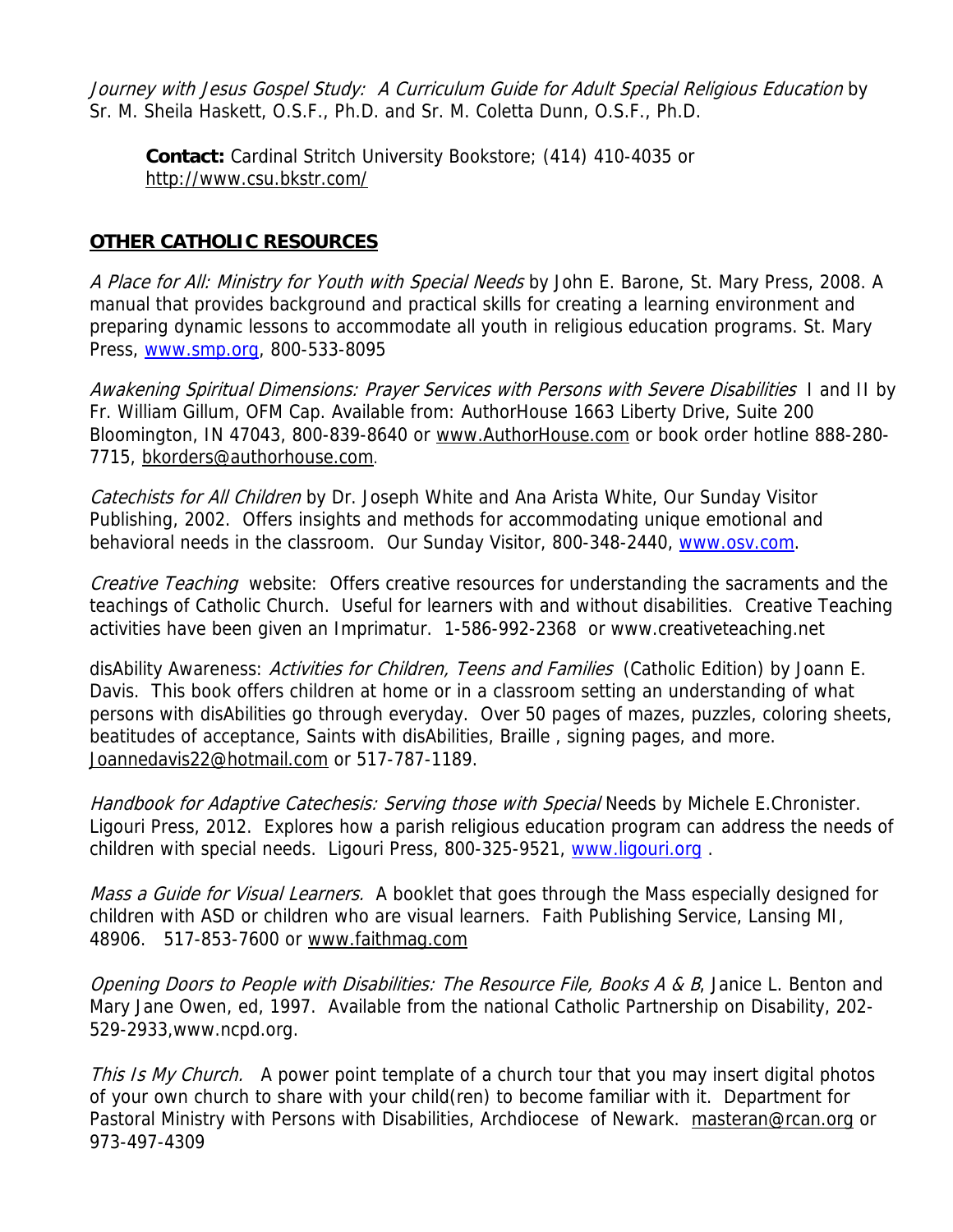*Journey with Jesus Gospel Study: A Curriculum Guide for Adult Special Religious Education* by Sr. M. Sheila Haskett, O.S.F., Ph.D. and Sr. M. Coletta Dunn, O.S.F., Ph.D.

> **Contact:** Cardinal Stritch University Bookstore; (414) 410-4035 or http://www.csu.bkstr.com/

## OTHER CATHOLIC RESOURCES

*A Place for All: Ministry for Youth with Special Needs* by John E. Barone, St. Mary Press, 2008. A manual that provides background and practical skills for creating a learning environment and preparing dynamic lessons to accommodate all youth in religious education programs. St. Mary Press, www.smp.org, 800-533-8095

*Awakening Spiritual Dimensions: Prayer Services with Persons with Severe Disabilities* I and II by Fr. William Gillum, OFM Cap. Available from: AuthorHouse 1663 Liberty Drive, Suite 200 Bloomington, IN 47043, 800-839-8640 or www.AuthorHouse.com or book order hotline 888-280-7715, bkorders@authorhouse.com.

*Catechists for All Children* by Dr. Joseph White and Ana Arista White, Our Sunday Visitor Publishing, 2002. Offers insights and methods for accommodating unique emotional and behavioral needs in the classroom. Our Sunday Visitor, 800-348-2440, www.osv.com.

*Creative Teaching* website: Offers creative resources for understanding the sacraments and the teachings of Catholic Church. Useful for learners with and without disabilities. Creative Teaching activities have been given an Imprimatur. 1-586-992-2368 or www.creativeteaching.net

disAbility Awareness: *Activities for Children, Teens and Families* (Catholic Edition) by Joann E. Davis. This book offers children at home or in a classroom setting an understanding of what persons with disAbilities go through everyday. Over 50 pages of mazes, puzzles, coloring sheets, beatitudes of acceptance, Saints with disAbilities, Braille , signing pages, and more. Joannedavis22@hotmail.com or 517-787-1189.

*Handbook for Adaptive Catechesis: Serving those with Special* Needs by Michele E.Chronister. Ligouri Press, 2012. Explores how a parish religious education program can address the needs of children with special needs. Ligouri Press, 800-325-9521, www.ligouri.org .

*Mass a Guide for Visual Learners.* A booklet that goes through the Mass especially designed for children with ASD or children who are visual learners. Faith Publishing Service, Lansing MI, 48906. 517-853-7600 or www.faithmag.com

*Opening Doors to People with Disabilities: The Resource File, Books A & B*, Janice L. Benton and Mary Jane Owen, ed, 1997. Available from the national Catholic Partnership on Disability, 202-529-2933,www.ncpd.org.

*This Is My Church.* A power point template of a church tour that you may insert digital photos of your own church to share with your child(ren) to become familiar with it. Department for Pastoral Ministry with Persons with Disabilities, Archdiocese of Newark. masteran@rcan.org or 973-497-4309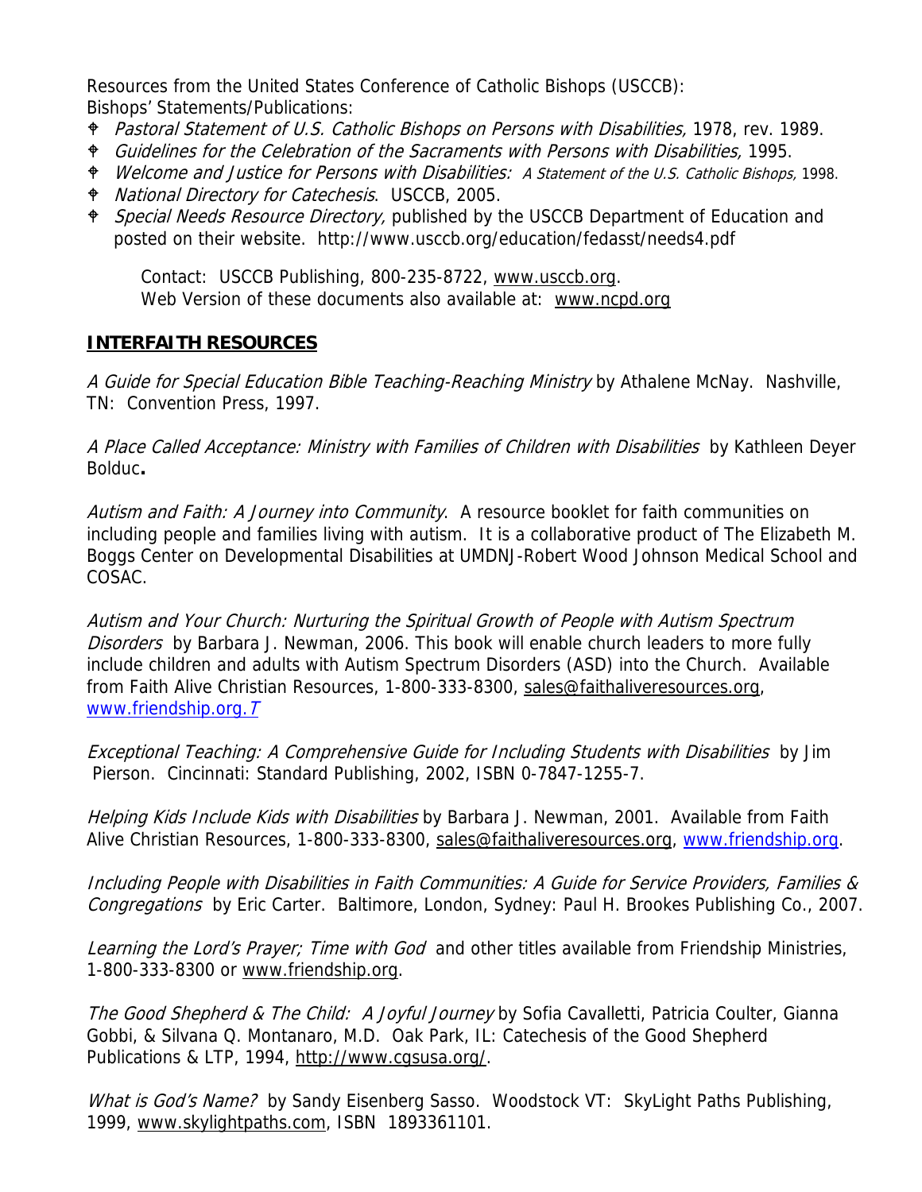Resources from the United States Conference of Catholic Bishops (USCCB):
Bishops' Statements/Publications:

- *Pastoral Statement of U.S. Catholic Bishops on Persons with Disabilities,* 1978, rev. 1989.
- *Guidelines for the Celebration of the Sacraments with Persons with Disabilities,* 1995.
- *Welcome and Justice for Persons with Disabilities: A Statement of the U.S. Catholic Bishops,* 1998.
- *National Directory for Catechesis*. USCCB, 2005.
- *Special Needs Resource Directory,* published by the USCCB Department of Education and posted on their website. http://www.usccb.org/education/fedasst/needs4.pdf

Contact: USCCB Publishing, 800-235-8722, www.usccb.org.
Web Version of these documents also available at: www.ncpd.org

## INTERFAITH RESOURCES

*A Guide for Special Education Bible Teaching-Reaching Ministry* by Athalene McNay. Nashville, TN: Convention Press, 1997.

*A Place Called Acceptance: Ministry with Families of Children with Disabilities* by Kathleen Deyer Bolduc**.**

*Autism and Faith: A Journey into Community*. A resource booklet for faith communities on including people and families living with autism. It is a collaborative product of The Elizabeth M. Boggs Center on Developmental Disabilities at UMDNJ-Robert Wood Johnson Medical School and COSAC.

*Autism and Your Church: Nurturing the Spiritual Growth of People with Autism Spectrum Disorders* by Barbara J. Newman, 2006. This book will enable church leaders to more fully include children and adults with Autism Spectrum Disorders (ASD) into the Church. Available from Faith Alive Christian Resources, 1-800-333-8300, sales@faithaliveresources.org, www.friendship.org.*T*

*Exceptional Teaching: A Comprehensive Guide for Including Students with Disabilities* by Jim Pierson. Cincinnati: Standard Publishing, 2002, ISBN 0-7847-1255-7.

*Helping Kids Include Kids with Disabilities* by Barbara J. Newman, 2001. Available from Faith Alive Christian Resources, 1-800-333-8300, sales@faithaliveresources.org, www.friendship.org.

*Including People with Disabilities in Faith Communities: A Guide for Service Providers, Families & Congregations* by Eric Carter. Baltimore, London, Sydney: Paul H. Brookes Publishing Co., 2007.

*Learning the Lord's Prayer; Time with God* and other titles available from Friendship Ministries, 1-800-333-8300 or www.friendship.org.

*The Good Shepherd & The Child: A Joyful Journey* by Sofia Cavalletti, Patricia Coulter, Gianna Gobbi, & Silvana Q. Montanaro, M.D. Oak Park, IL: Catechesis of the Good Shepherd Publications & LTP, 1994, http://www.cgsusa.org/.

*What is God's Name?* by Sandy Eisenberg Sasso. Woodstock VT: SkyLight Paths Publishing, 1999, www.skylightpaths.com, ISBN 1893361101.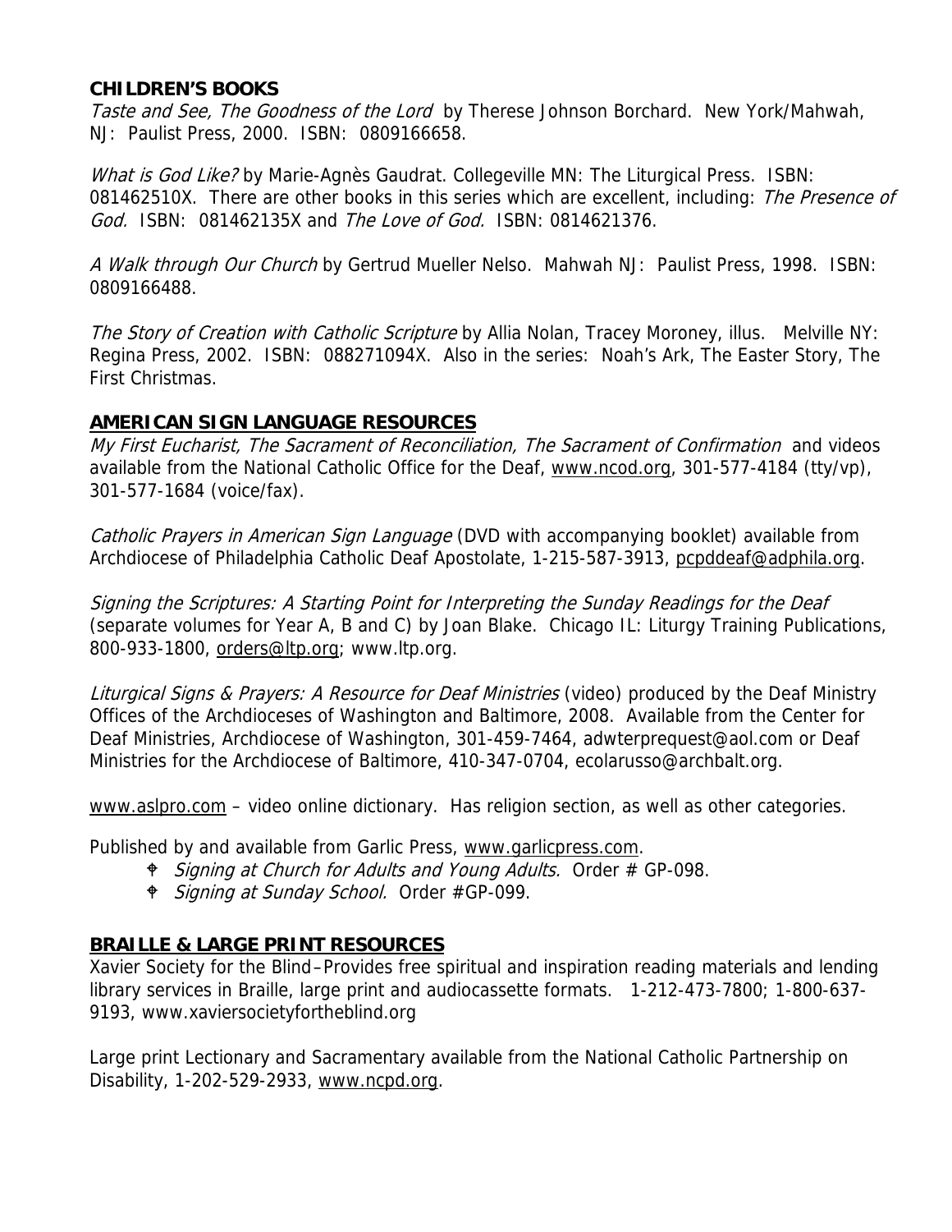**CHILDREN'S BOOKS**

*Taste and See, The Goodness of the Lord* by Therese Johnson Borchard. New York/Mahwah, NJ: Paulist Press, 2000. ISBN: 0809166658.

*What is God Like?* by Marie-Agnès Gaudrat. Collegeville MN: The Liturgical Press. ISBN: 081462510X. There are other books in this series which are excellent, including: *The Presence of God.* ISBN: 081462135X and *The Love of God.* ISBN: 0814621376.

*A Walk through Our Church* by Gertrud Mueller Nelso. Mahwah NJ: Paulist Press, 1998. ISBN: 0809166488.

*The Story of Creation with Catholic Scripture* by Allia Nolan, Tracey Moroney, illus. Melville NY: Regina Press, 2002. ISBN: 088271094X. Also in the series: Noah's Ark, The Easter Story, The First Christmas.

## AMERICAN SIGN LANGUAGE RESOURCES

*My First Eucharist, The Sacrament of Reconciliation, The Sacrament of Confirmation* and videos available from the National Catholic Office for the Deaf, www.ncod.org, 301-577-4184 (tty/vp), 301-577-1684 (voice/fax).

*Catholic Prayers in American Sign Language* (DVD with accompanying booklet) available from Archdiocese of Philadelphia Catholic Deaf Apostolate, 1-215-587-3913, pcpddeaf@adphila.org.

*Signing the Scriptures: A Starting Point for Interpreting the Sunday Readings for the Deaf* (separate volumes for Year A, B and C) by Joan Blake. Chicago IL: Liturgy Training Publications, 800-933-1800, orders@ltp.org; www.ltp.org.

*Liturgical Signs & Prayers: A Resource for Deaf Ministries* (video) produced by the Deaf Ministry Offices of the Archdioceses of Washington and Baltimore, 2008. Available from the Center for Deaf Ministries, Archdiocese of Washington, 301-459-7464, adwterprequest@aol.com or Deaf Ministries for the Archdiocese of Baltimore, 410-347-0704, ecolarusso@archbalt.org.

www.aslpro.com – video online dictionary. Has religion section, as well as other categories.

Published by and available from Garlic Press, www.garlicpress.com.

- *Signing at Church for Adults and Young Adults.* Order # GP-098.
- *Signing at Sunday School.* Order #GP-099.

## BRAILLE & LARGE PRINT RESOURCES

Xavier Society for the Blind–Provides free spiritual and inspiration reading materials and lending library services in Braille, large print and audiocassette formats. 1-212-473-7800; 1-800-637-9193, www.xaviersocietyfortheblind.org

Large print Lectionary and Sacramentary available from the National Catholic Partnership on Disability, 1-202-529-2933, www.ncpd.org.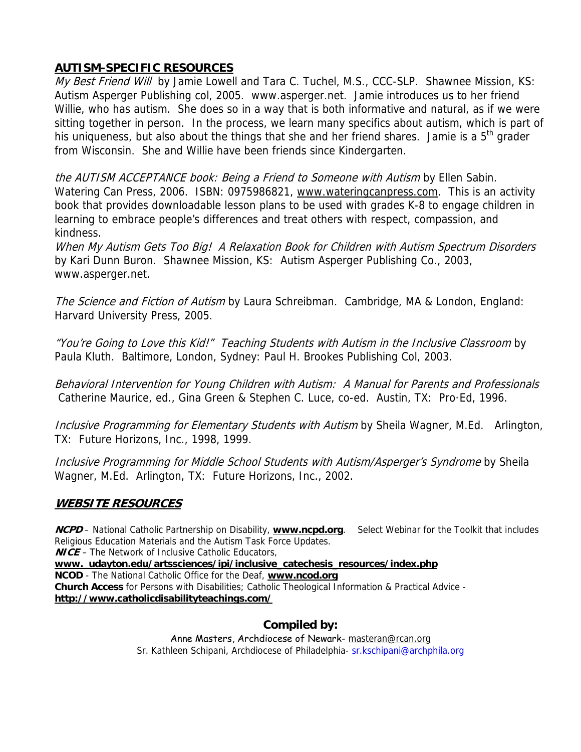## AUTISM-SPECIFIC RESOURCES

*My Best Friend Will* by Jamie Lowell and Tara C. Tuchel, M.S., CCC-SLP. Shawnee Mission, KS: Autism Asperger Publishing col, 2005. www.asperger.net. Jamie introduces us to her friend Willie, who has autism. She does so in a way that is both informative and natural, as if we were sitting together in person. In the process, we learn many specifics about autism, which is part of his uniqueness, but also about the things that she and her friend shares. Jamie is a 5th grader from Wisconsin. She and Willie have been friends since Kindergarten.

*the AUTISM ACCEPTANCE book: Being a Friend to Someone with Autism* by Ellen Sabin. Watering Can Press, 2006. ISBN: 0975986821, www.wateringcanpress.com. This is an activity book that provides downloadable lesson plans to be used with grades K-8 to engage children in learning to embrace people's differences and treat others with respect, compassion, and kindness.

*When My Autism Gets Too Big! A Relaxation Book for Children with Autism Spectrum Disorders* by Kari Dunn Buron. Shawnee Mission, KS: Autism Asperger Publishing Co., 2003, www.asperger.net.

*The Science and Fiction of Autism* by Laura Schreibman. Cambridge, MA & London, England: Harvard University Press, 2005.

*"You're Going to Love this Kid!" Teaching Students with Autism in the Inclusive Classroom* by Paula Kluth. Baltimore, London, Sydney: Paul H. Brookes Publishing Col, 2003.

*Behavioral Intervention for Young Children with Autism: A Manual for Parents and Professionals* Catherine Maurice, ed., Gina Green & Stephen C. Luce, co-ed. Austin, TX: Pro·Ed, 1996.

*Inclusive Programming for Elementary Students with Autism* by Sheila Wagner, M.Ed. Arlington, TX: Future Horizons, Inc., 1998, 1999.

*Inclusive Programming for Middle School Students with Autism/Asperger's Syndrome* by Sheila Wagner, M.Ed. Arlington, TX: Future Horizons, Inc., 2002.

## WEBSITE RESOURCES

***NCPD*** – National Catholic Partnership on Disability, **www.ncpd.org**. Select Webinar for the Toolkit that includes Religious Education Materials and the Autism Task Force Updates.
***NICE*** – The Network of Inclusive Catholic Educators,
**www. udayton.edu/artssciences/ipi/inclusive_catechesis_resources/index.php**
**NCOD** - The National Catholic Office for the Deaf, **www.ncod.org**
**Church Access** for Persons with Disabilities; Catholic Theological Information & Practical Advice - **http://www.catholicdisabilityteachings.com/**

**Compiled by:**

Anne Masters, Archdiocese of Newark- masteran@rcan.org
Sr. Kathleen Schipani, Archdiocese of Philadelphia- sr.kschipani@archphila.org